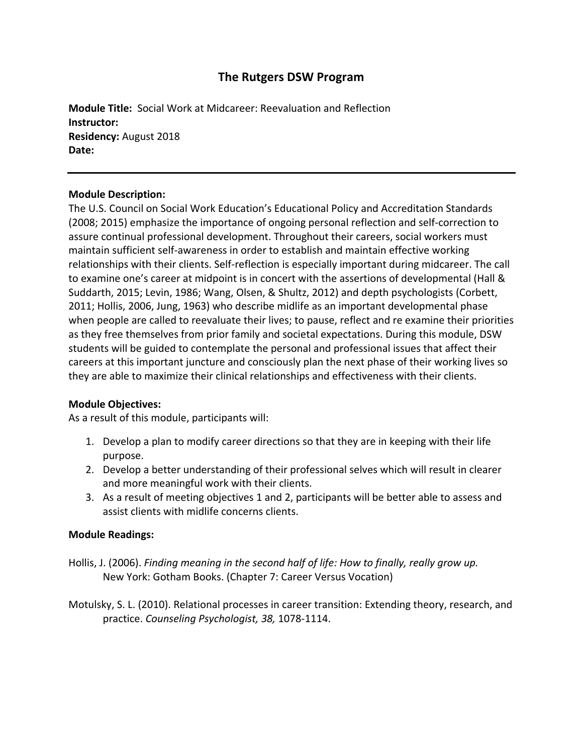# The Rutgers DSW Program

**Module Title:** Social Work at Midcareer: Reevaluation and Reflection
**Instructor:**
**Residency:** August 2018
**Date:**

---

**Module Description:**

The U.S. Council on Social Work Education's Educational Policy and Accreditation Standards (2008; 2015) emphasize the importance of ongoing personal reflection and self-correction to assure continual professional development. Throughout their careers, social workers must maintain sufficient self-awareness in order to establish and maintain effective working relationships with their clients. Self-reflection is especially important during midcareer. The call to examine one's career at midpoint is in concert with the assertions of developmental (Hall & Suddarth, 2015; Levin, 1986; Wang, Olsen, & Shultz, 2012) and depth psychologists (Corbett, 2011; Hollis, 2006, Jung, 1963) who describe midlife as an important developmental phase when people are called to reevaluate their lives; to pause, reflect and re examine their priorities as they free themselves from prior family and societal expectations. During this module, DSW students will be guided to contemplate the personal and professional issues that affect their careers at this important juncture and consciously plan the next phase of their working lives so they are able to maximize their clinical relationships and effectiveness with their clients.

**Module Objectives:**

As a result of this module, participants will:

1. Develop a plan to modify career directions so that they are in keeping with their life purpose.
2. Develop a better understanding of their professional selves which will result in clearer and more meaningful work with their clients.
3. As a result of meeting objectives 1 and 2, participants will be better able to assess and assist clients with midlife concerns clients.

**Module Readings:**

Hollis, J. (2006). *Finding meaning in the second half of life: How to finally, really grow up.* New York: Gotham Books. (Chapter 7: Career Versus Vocation)

Motulsky, S. L. (2010). Relational processes in career transition: Extending theory, research, and practice. *Counseling Psychologist, 38,* 1078-1114.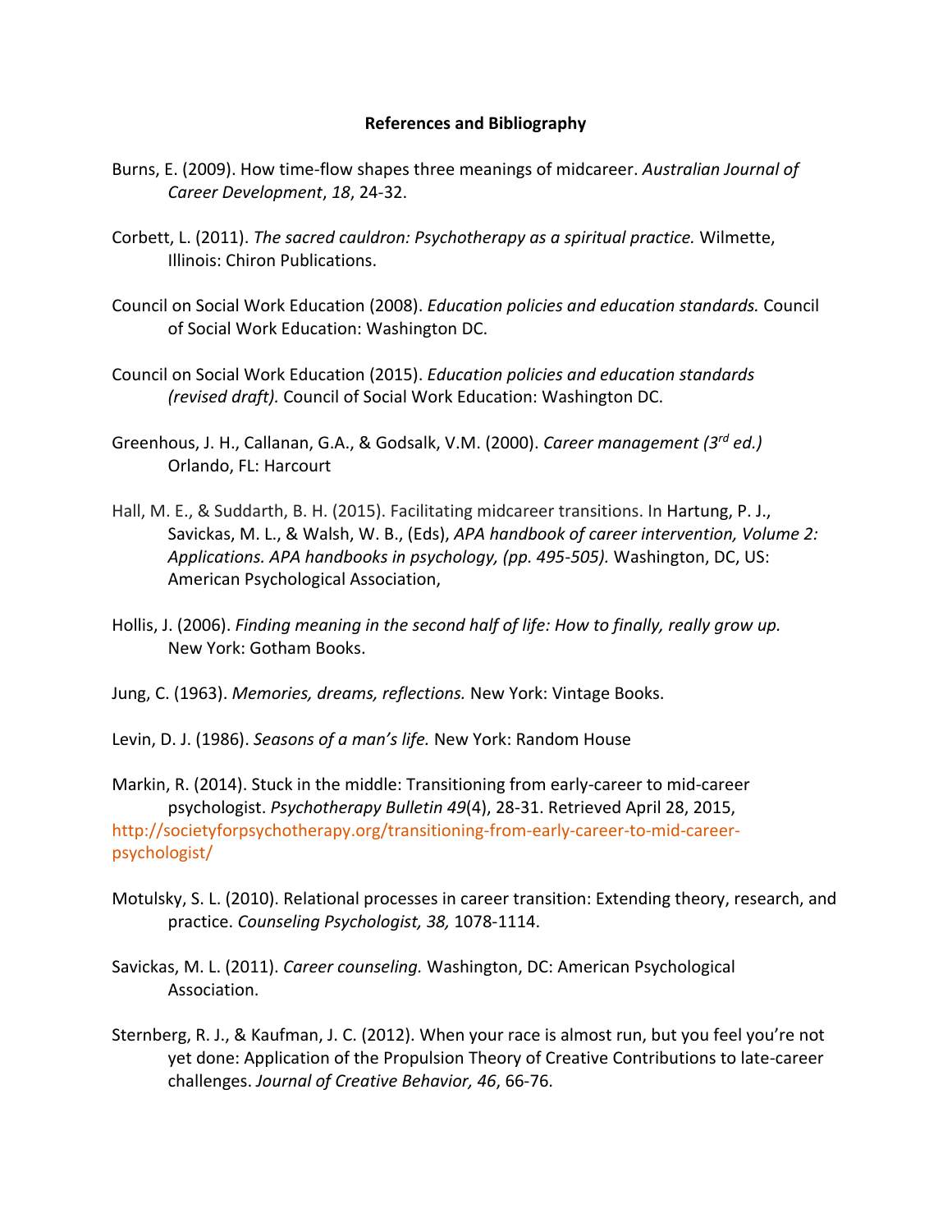**References and Bibliography**

Burns, E. (2009). How time-flow shapes three meanings of midcareer. *Australian Journal of Career Development*, *18*, 24-32.

Corbett, L. (2011). *The sacred cauldron: Psychotherapy as a spiritual practice.* Wilmette, Illinois: Chiron Publications.

Council on Social Work Education (2008). *Education policies and education standards.* Council of Social Work Education: Washington DC.

Council on Social Work Education (2015). *Education policies and education standards (revised draft).* Council of Social Work Education: Washington DC.

Greenhous, J. H., Callanan, G.A., & Godsalk, V.M. (2000). *Career management (3rd ed.)* Orlando, FL: Harcourt

Hall, M. E., & Suddarth, B. H. (2015). Facilitating midcareer transitions. In Hartung, P. J., Savickas, M. L., & Walsh, W. B., (Eds), *APA handbook of career intervention, Volume 2: Applications. APA handbooks in psychology, (pp. 495-505).* Washington, DC, US: American Psychological Association,

Hollis, J. (2006). *Finding meaning in the second half of life: How to finally, really grow up.* New York: Gotham Books.

Jung, C. (1963). *Memories, dreams, reflections.* New York: Vintage Books.

Levin, D. J. (1986). *Seasons of a man's life.* New York: Random House

Markin, R. (2014). Stuck in the middle: Transitioning from early-career to mid-career psychologist. *Psychotherapy Bulletin 49*(4), 28-31. Retrieved April 28, 2015, http://societyforpsychotherapy.org/transitioning-from-early-career-to-mid-career-psychologist/

Motulsky, S. L. (2010). Relational processes in career transition: Extending theory, research, and practice. *Counseling Psychologist, 38,* 1078-1114.

Savickas, M. L. (2011). *Career counseling.* Washington, DC: American Psychological Association.

Sternberg, R. J., & Kaufman, J. C. (2012). When your race is almost run, but you feel you're not yet done: Application of the Propulsion Theory of Creative Contributions to late-career challenges. *Journal of Creative Behavior, 46*, 66-76.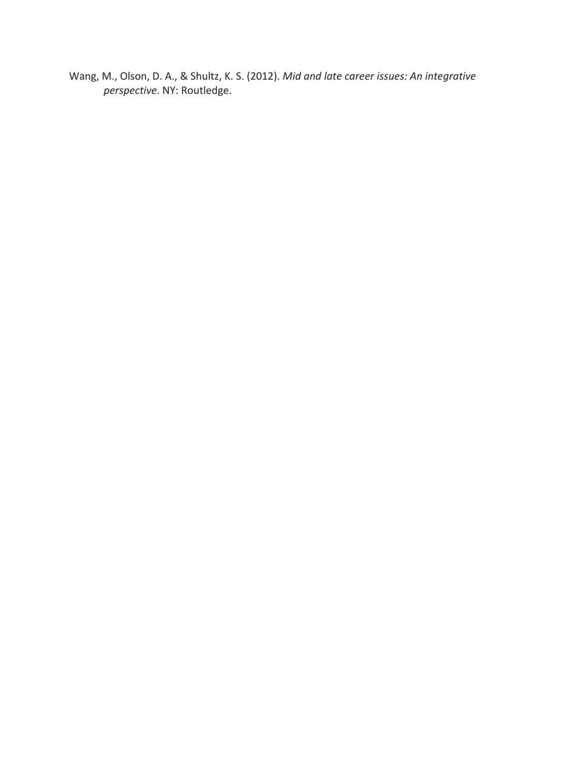Wang, M., Olson, D. A., & Shultz, K. S. (2012). *Mid and late career issues: An integrative perspective*. NY: Routledge.